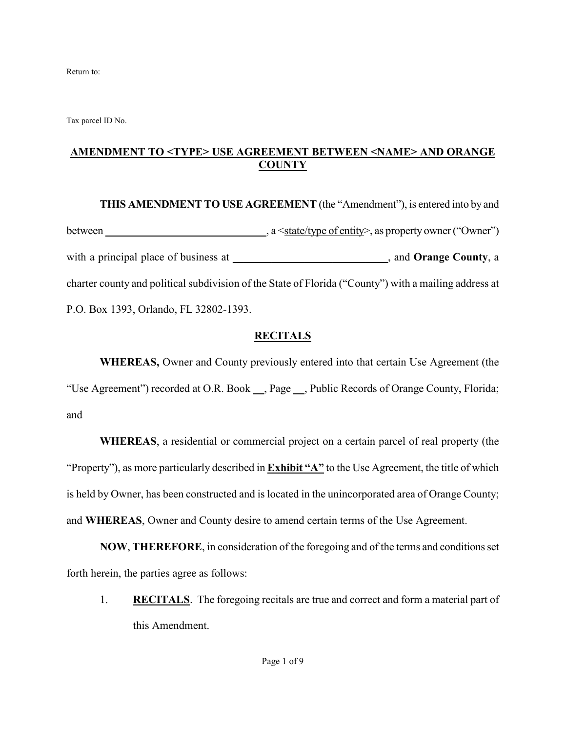Return to:

Tax parcel ID No.

# AMENDMENT TO <TYPE> USE AGREEMENT BETWEEN <NAME> AND ORANGE COUNTY

**THIS AMENDMENT TO USE AGREEMENT** (the "Amendment"), is entered into by and between ______________________________, a <state/type of entity>, as property owner ("Owner") with a principal place of business at ______________________________, and **Orange County**, a charter county and political subdivision of the State of Florida ("County") with a mailing address at P.O. Box 1393, Orlando, FL 32802-1393.

## RECITALS

**WHEREAS,** Owner and County previously entered into that certain Use Agreement (the "Use Agreement") recorded at O.R. Book __, Page __, Public Records of Orange County, Florida; and

**WHEREAS**, a residential or commercial project on a certain parcel of real property (the "Property"), as more particularly described in **Exhibit "A"** to the Use Agreement, the title of which is held by Owner, has been constructed and is located in the unincorporated area of Orange County; and **WHEREAS**, Owner and County desire to amend certain terms of the Use Agreement.

**NOW**, **THEREFORE**, in consideration of the foregoing and of the terms and conditions set forth herein, the parties agree as follows:

1. **RECITALS**. The foregoing recitals are true and correct and form a material part of this Amendment.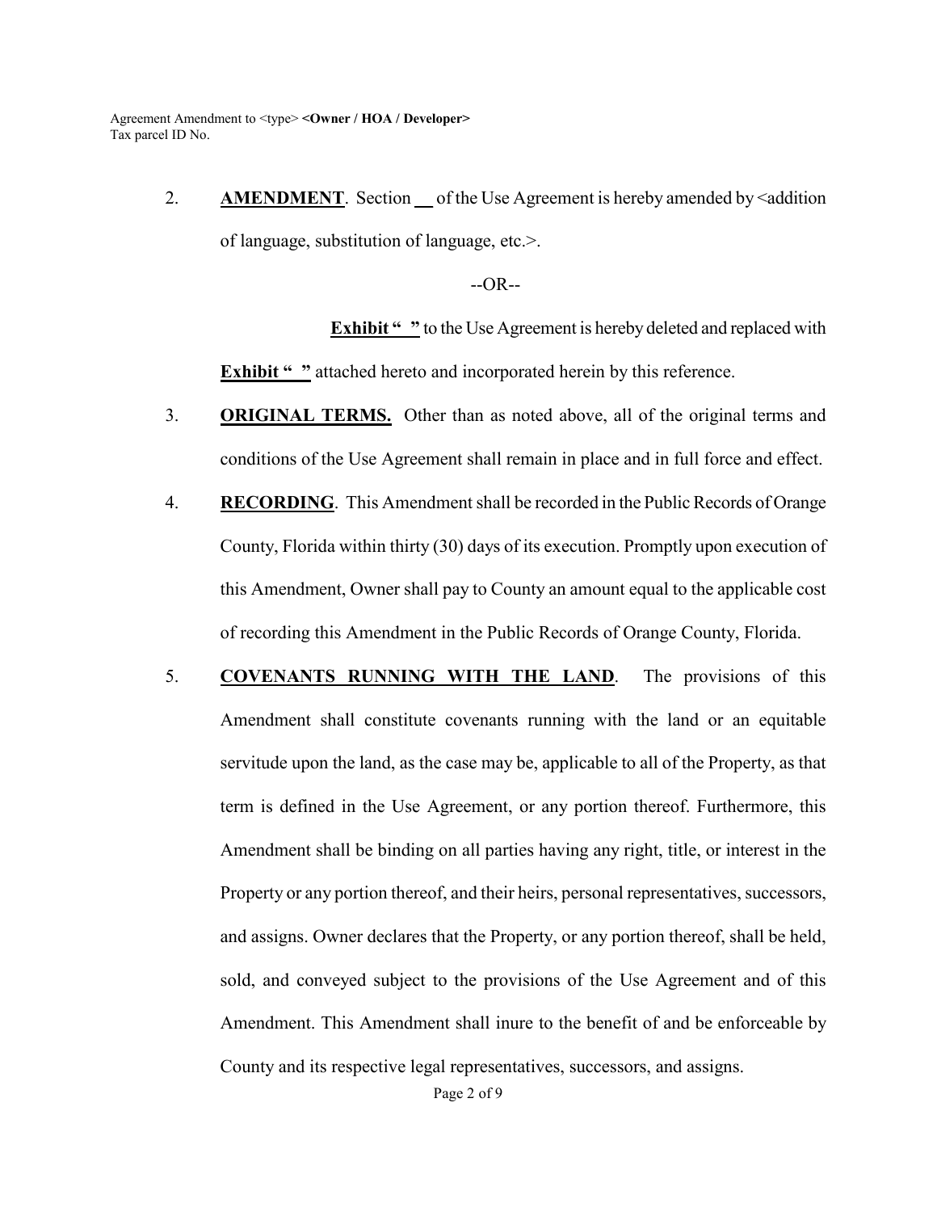2. **AMENDMENT**. Section __ of the Use Agreement is hereby amended by <addition of language, substitution of language, etc.>.

--OR--

**Exhibit " "** to the Use Agreement is hereby deleted and replaced with **Exhibit " "** attached hereto and incorporated herein by this reference.

3. **ORIGINAL TERMS.** Other than as noted above, all of the original terms and conditions of the Use Agreement shall remain in place and in full force and effect.

4. **RECORDING**. This Amendment shall be recorded in the Public Records of Orange County, Florida within thirty (30) days of its execution. Promptly upon execution of this Amendment, Owner shall pay to County an amount equal to the applicable cost of recording this Amendment in the Public Records of Orange County, Florida.

5. **COVENANTS RUNNING WITH THE LAND**. The provisions of this Amendment shall constitute covenants running with the land or an equitable servitude upon the land, as the case may be, applicable to all of the Property, as that term is defined in the Use Agreement, or any portion thereof. Furthermore, this Amendment shall be binding on all parties having any right, title, or interest in the Property or any portion thereof, and their heirs, personal representatives, successors, and assigns. Owner declares that the Property, or any portion thereof, shall be held, sold, and conveyed subject to the provisions of the Use Agreement and of this Amendment. This Amendment shall inure to the benefit of and be enforceable by County and its respective legal representatives, successors, and assigns.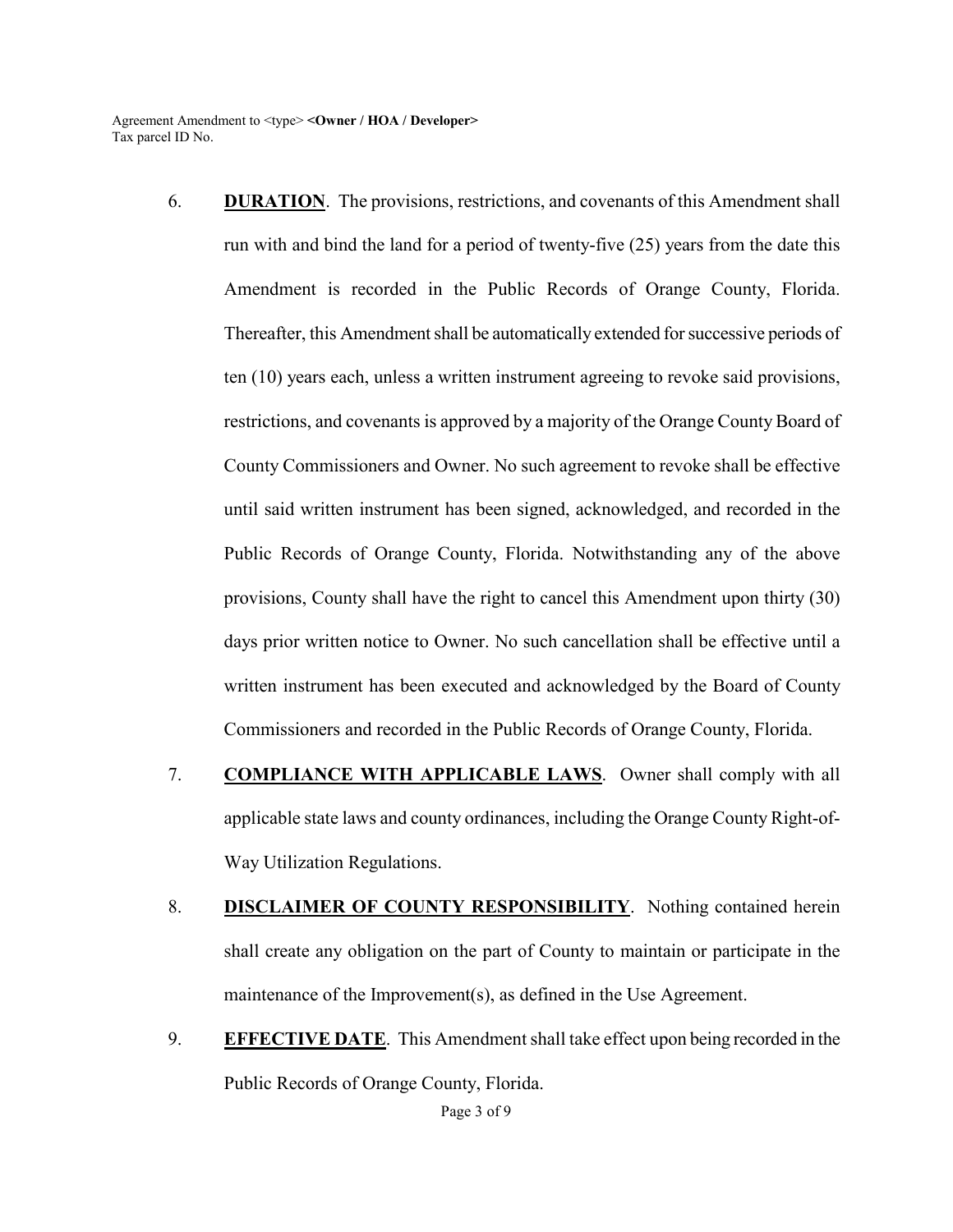6. **DURATION**. The provisions, restrictions, and covenants of this Amendment shall run with and bind the land for a period of twenty-five (25) years from the date this Amendment is recorded in the Public Records of Orange County, Florida. Thereafter, this Amendment shall be automatically extended for successive periods of ten (10) years each, unless a written instrument agreeing to revoke said provisions, restrictions, and covenants is approved by a majority of the Orange County Board of County Commissioners and Owner. No such agreement to revoke shall be effective until said written instrument has been signed, acknowledged, and recorded in the Public Records of Orange County, Florida. Notwithstanding any of the above provisions, County shall have the right to cancel this Amendment upon thirty (30) days prior written notice to Owner. No such cancellation shall be effective until a written instrument has been executed and acknowledged by the Board of County Commissioners and recorded in the Public Records of Orange County, Florida.

7. **COMPLIANCE WITH APPLICABLE LAWS**. Owner shall comply with all applicable state laws and county ordinances, including the Orange County Right-of-Way Utilization Regulations.

8. **DISCLAIMER OF COUNTY RESPONSIBILITY**. Nothing contained herein shall create any obligation on the part of County to maintain or participate in the maintenance of the Improvement(s), as defined in the Use Agreement.

9. **EFFECTIVE DATE**. This Amendment shall take effect upon being recorded in the Public Records of Orange County, Florida.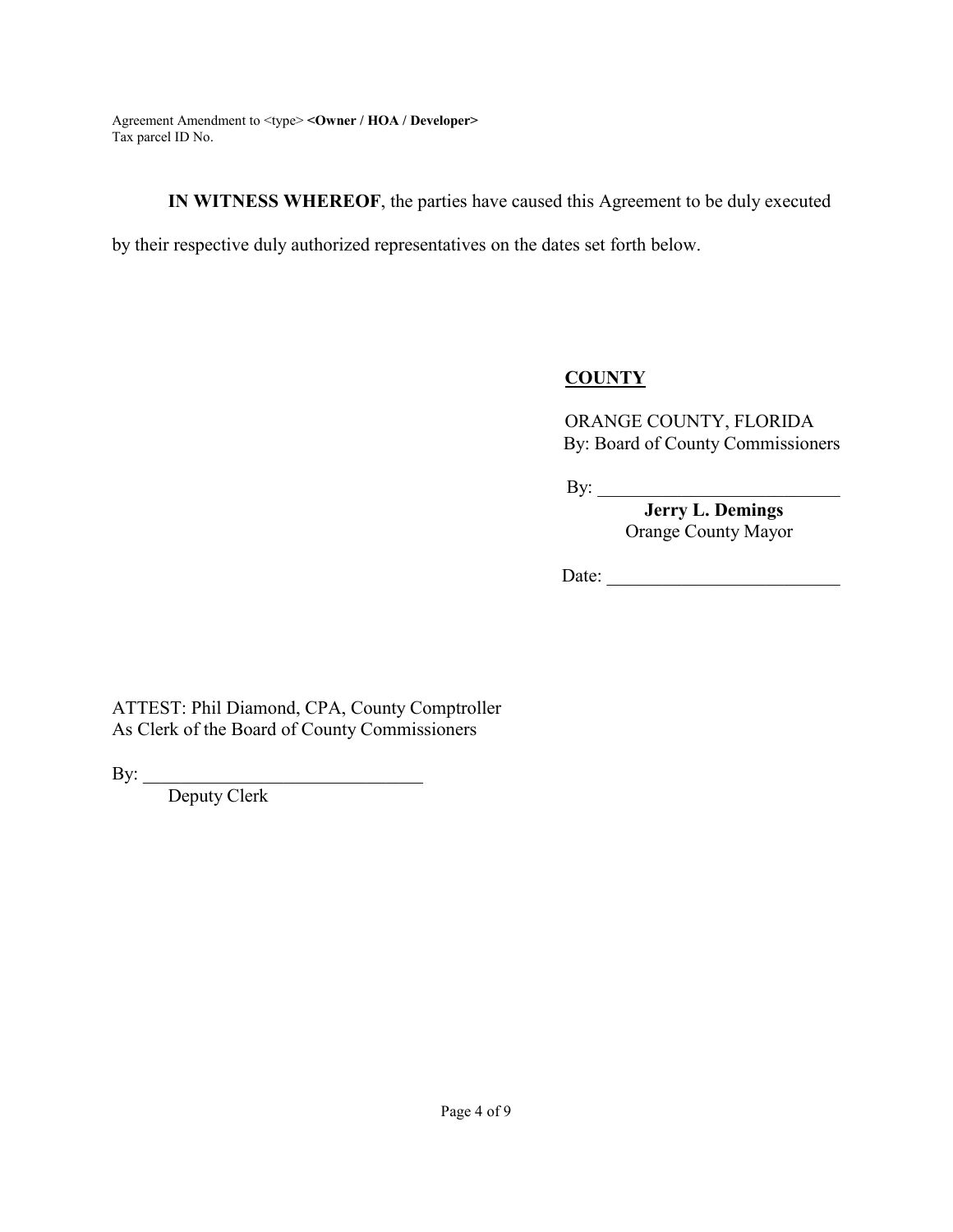**IN WITNESS WHEREOF**, the parties have caused this Agreement to be duly executed by their respective duly authorized representatives on the dates set forth below.

**COUNTY**

ORANGE COUNTY, FLORIDA
By: Board of County Commissioners

By: ___________________________
**Jerry L. Demings**
Orange County Mayor

Date: _________________________

ATTEST: Phil Diamond, CPA, County Comptroller
As Clerk of the Board of County Commissioners

By: ______________________________
Deputy Clerk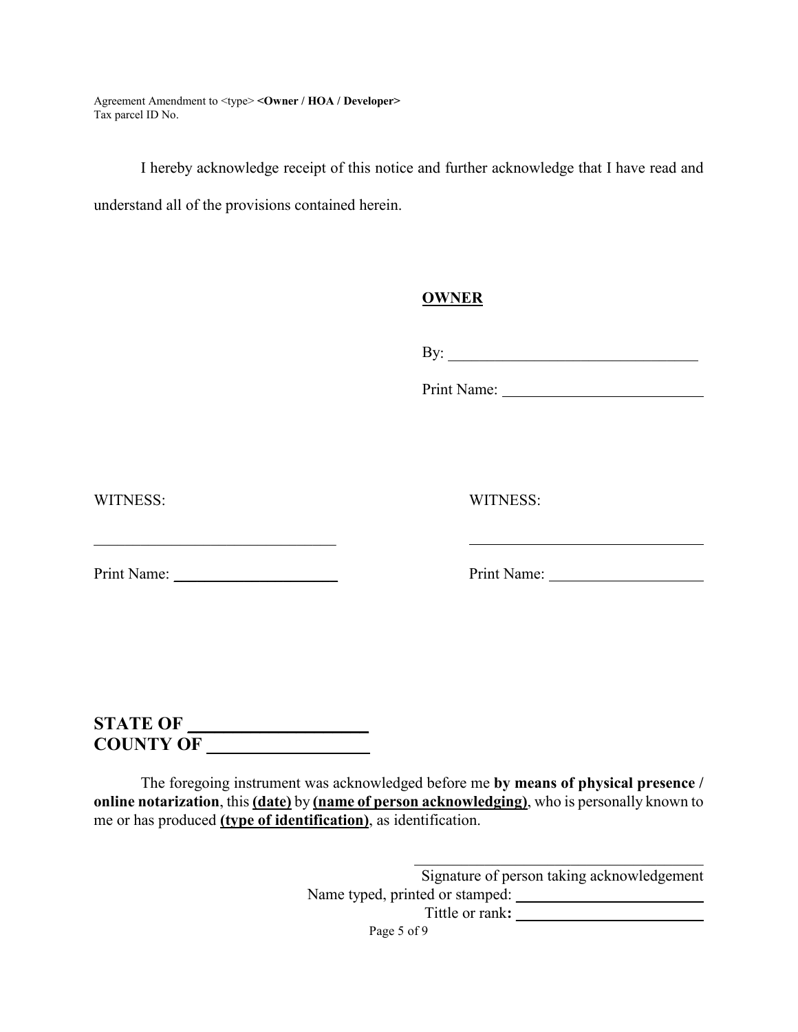I hereby acknowledge receipt of this notice and further acknowledge that I have read and understand all of the provisions contained herein.

**OWNER**

By: ________________________________

Print Name: __________________________

WITNESS:

_______________________________

Print Name: ______________________

WITNESS:

________________________________

Print Name: ____________________

**STATE OF ____________________**
**COUNTY OF __________________**

The foregoing instrument was acknowledged before me **by means of physical presence / online notarization**, this **(date)** by **(name of person acknowledging)**, who is personally known to me or has produced **(type of identification)**, as identification.

_______________________________________
Signature of person taking acknowledgement
Name typed, printed or stamped: ________________________
Tittle or rank**:** ________________________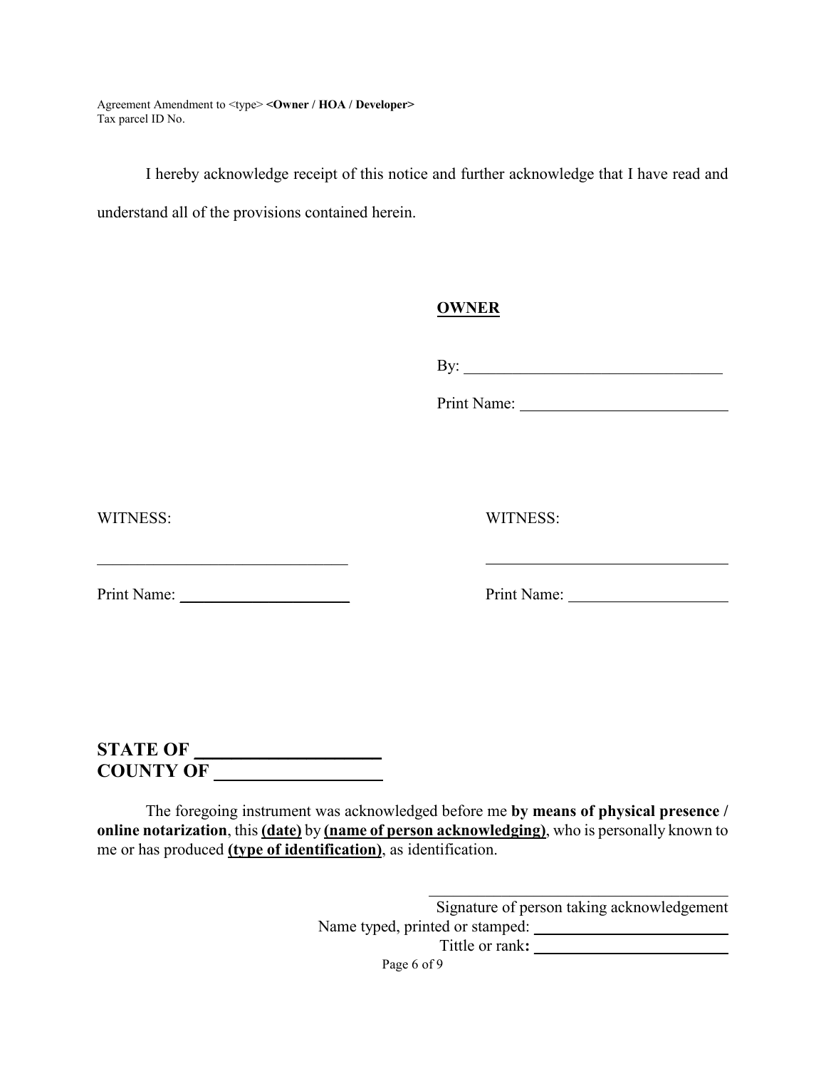I hereby acknowledge receipt of this notice and further acknowledge that I have read and understand all of the provisions contained herein.

**OWNER**

By: ________________________________

Print Name: __________________________

WITNESS:

________________________________

Print Name: _____________________

WITNESS:

________________________________

Print Name: ____________________

**STATE OF ____________________**
**COUNTY OF __________________**

The foregoing instrument was acknowledged before me **by means of physical presence / online notarization**, this **(date)** by **(name of person acknowledging)**, who is personally known to me or has produced **(type of identification)**, as identification.

________________________________
Signature of person taking acknowledgement
Name typed, printed or stamped: ________________________
Tittle or rank**:** ________________________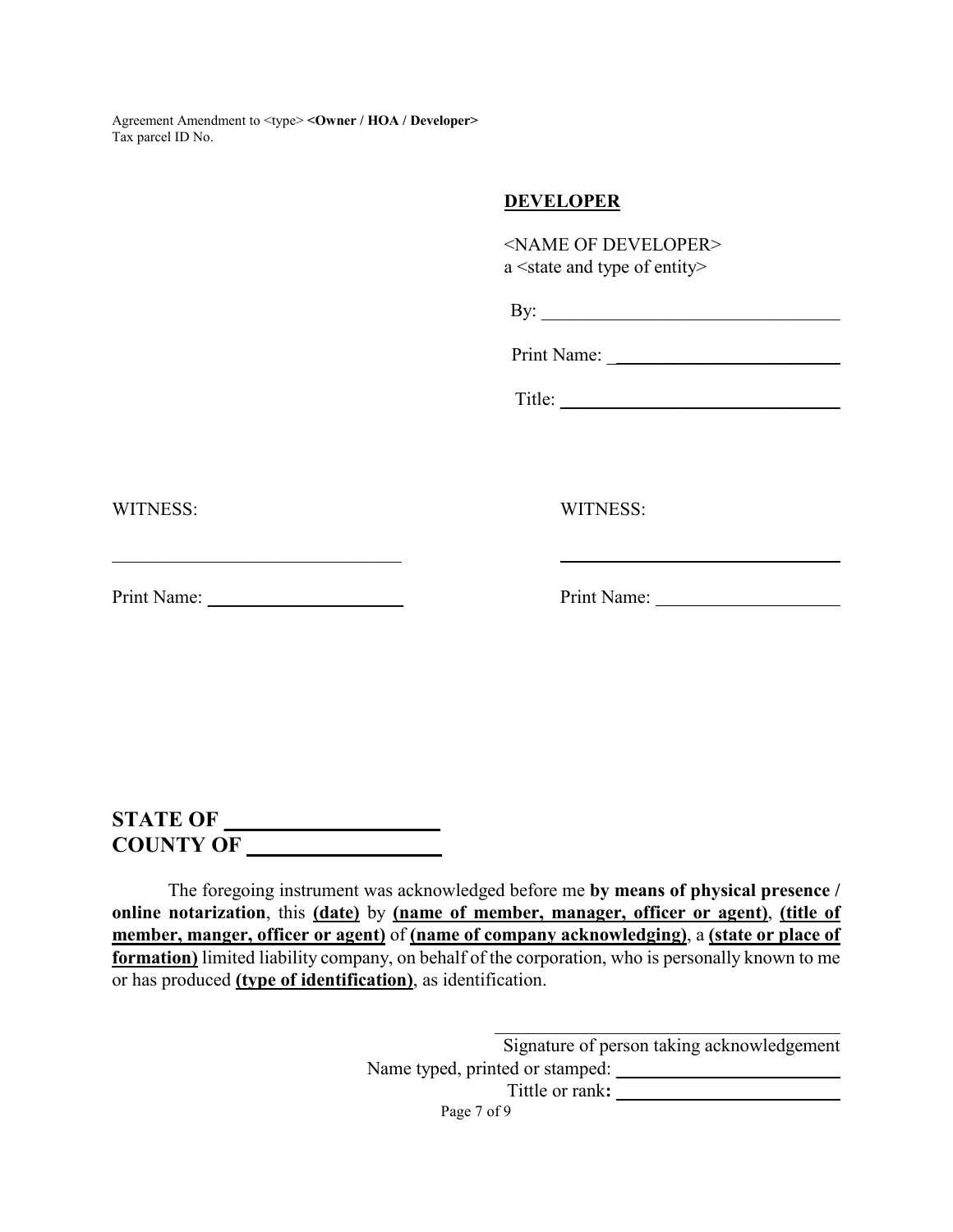**DEVELOPER**

<NAME OF DEVELOPER>
a <state and type of entity>

By: ________________________________

Print Name: _________________________

Title: ______________________________

WITNESS:

______________________________

Print Name: ____________________

WITNESS:

______________________________

Print Name: ____________________

**STATE OF ____________________**
**COUNTY OF __________________**

The foregoing instrument was acknowledged before me **by means of physical presence / online notarization**, this **(date)** by **(name of member, manager, officer or agent)**, **(title of member, manger, officer or agent)** of **(name of company acknowledging)**, a **(state or place of formation)** limited liability company, on behalf of the corporation, who is personally known to me or has produced **(type of identification)**, as identification.

______________________________
Signature of person taking acknowledgement
Name typed, printed or stamped: ________________________
Tittle or rank**:** ________________________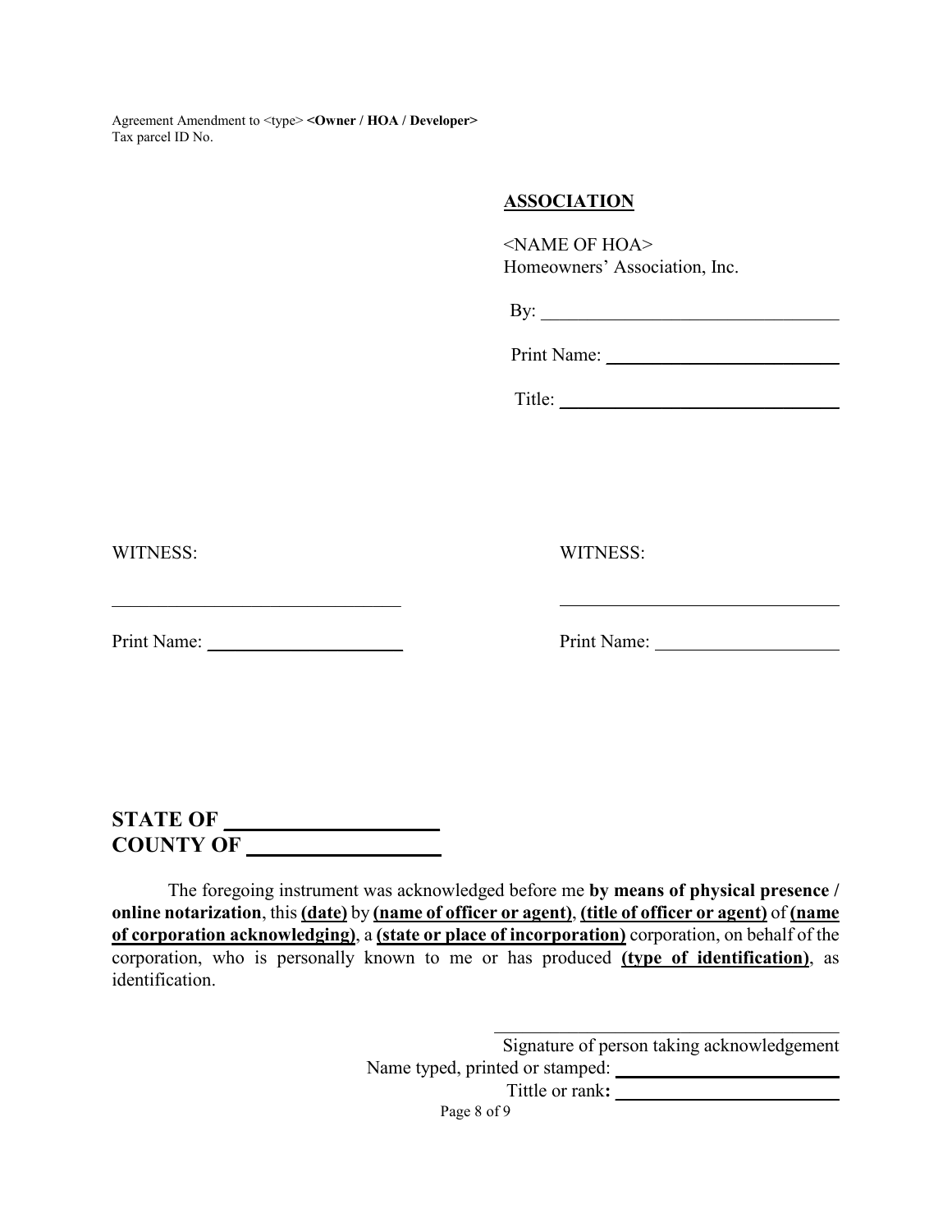**ASSOCIATION**

<NAME OF HOA>
Homeowners' Association, Inc.

By: ______________________________

Print Name: ______________________________

Title: ______________________________

WITNESS:

______________________________

Print Name: ______________________________

WITNESS:

______________________________

Print Name: ______________________________

**STATE OF ____________________**
**COUNTY OF ____________________**

The foregoing instrument was acknowledged before me **by means of physical presence / online notarization**, this **(date)** by **(name of officer or agent)**, **(title of officer or agent)** of **(name of corporation acknowledging)**, a **(state or place of incorporation)** corporation, on behalf of the corporation, who is personally known to me or has produced **(type of identification)**, as identification.

______________________________
Signature of person taking acknowledgement
Name typed, printed or stamped: ______________________________
Tittle or rank**:** ______________________________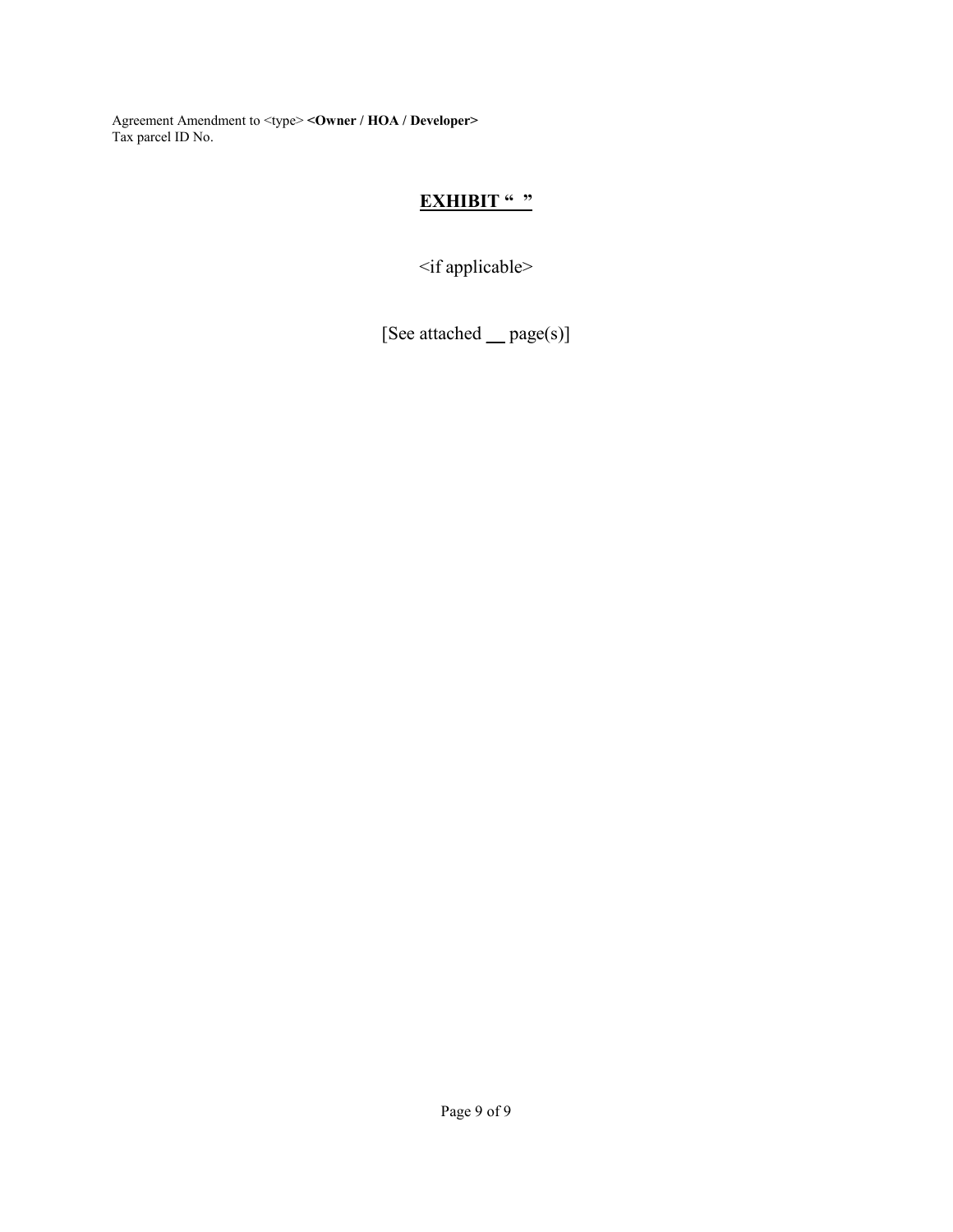## EXHIBIT “ ”

<if applicable>

[See attached __ page(s)]